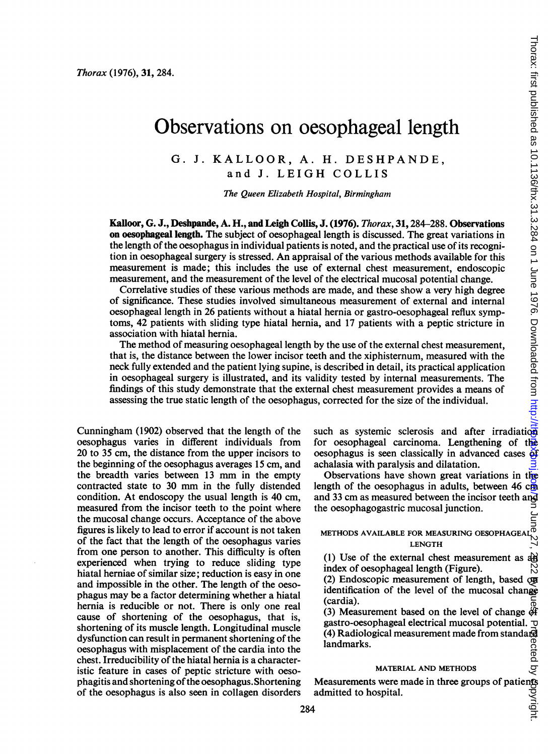# Observations on oesophageal length

G. J. KALLOOR, A. H. DESHPANDE, and J. LEIGH COLLIS

*The Queen Elizabeth Hospital, Birmingham*

**Kalloor, G. J., Deshpande, A. H., and Leigh Collis, J. (1976).** *Thorax*, **31**, 284–288. **Observations on oesophageal length.** The subject of oesophageal length is discussed. The great variations in the length of the oesophagus in individual patients is noted, and the practical use of its recognition in oesophageal surgery is stressed. An appraisal of the various methods available for this measurement is made; this includes the use of external chest measurement, endoscopic measurement, and the measurement of the level of the electrical mucosal potential change.

Correlative studies of these various methods are made, and these show a very high degree of significance. These studies involved simultaneous measurement of external and internal oesophageal length in 26 patients without a hiatal hernia or gastro-oesophageal reflux symptoms, 42 patients with sliding type hiatal hernia, and 17 patients with a peptic stricture in association with hiatal hernia.

The method of measuring oesophageal length by the use of the external chest measurement, that is, the distance between the lower incisor teeth and the xiphisternum, measured with the neck fully extended and the patient lying supine, is described in detail, its practical application in oesophageal surgery is illustrated, and its validity tested by internal measurements. The findings of this study demonstrate that the external chest measurement provides a means of assessing the true static length of the oesophagus, corrected for the size of the individual.

Cunningham (1902) observed that the length of the oesophagus varies in different individuals from 20 to 35 cm, the distance from the upper incisors to the beginning of the oesophagus averages 15 cm, and the breadth varies between 13 mm in the empty contracted state to 30 mm in the fully distended condition. At endoscopy the usual length is 40 cm, measured from the incisor teeth to the point where the mucosal change occurs. Acceptance of the above figures is likely to lead to error if account is not taken of the fact that the length of the oesophagus varies from one person to another. This difficulty is often experienced when trying to reduce sliding type hiatal herniae of similar size; reduction is easy in one and impossible in the other. The length of the oesophagus may be a factor determining whether a hiatal hernia is reducible or not. There is only one real cause of shortening of the oesophagus, that is, shortening of its muscle length. Longitudinal muscle dysfunction can result in permanent shortening of the oesophagus with misplacement of the cardia into the chest. Irreducibility of the hiatal hernia is a characteristic feature in cases of peptic stricture with oesophagitis and shortening of the oesophagus. Shortening of the oesophagus is also seen in collagen disorders such as systemic sclerosis and after irradiation for oesophageal carcinoma. Lengthening of the oesophagus is seen classically in advanced cases of achalasia with paralysis and dilatation.

Observations have shown great variations in the length of the oesophagus in adults, between 46 cm and 33 cm as measured between the incisor teeth and the oesophagogastric mucosal junction.

## METHODS AVAILABLE FOR MEASURING OESOPHAGEAL LENGTH

(1) Use of the external chest measurement as an index of oesophageal length (Figure).
(2) Endoscopic measurement of length, based on identification of the level of the mucosal change (cardia).
(3) Measurement based on the level of change of gastro-oesophageal electrical mucosal potential.
(4) Radiological measurement made from standard landmarks.

## MATERIAL AND METHODS

Measurements were made in three groups of patients admitted to hospital.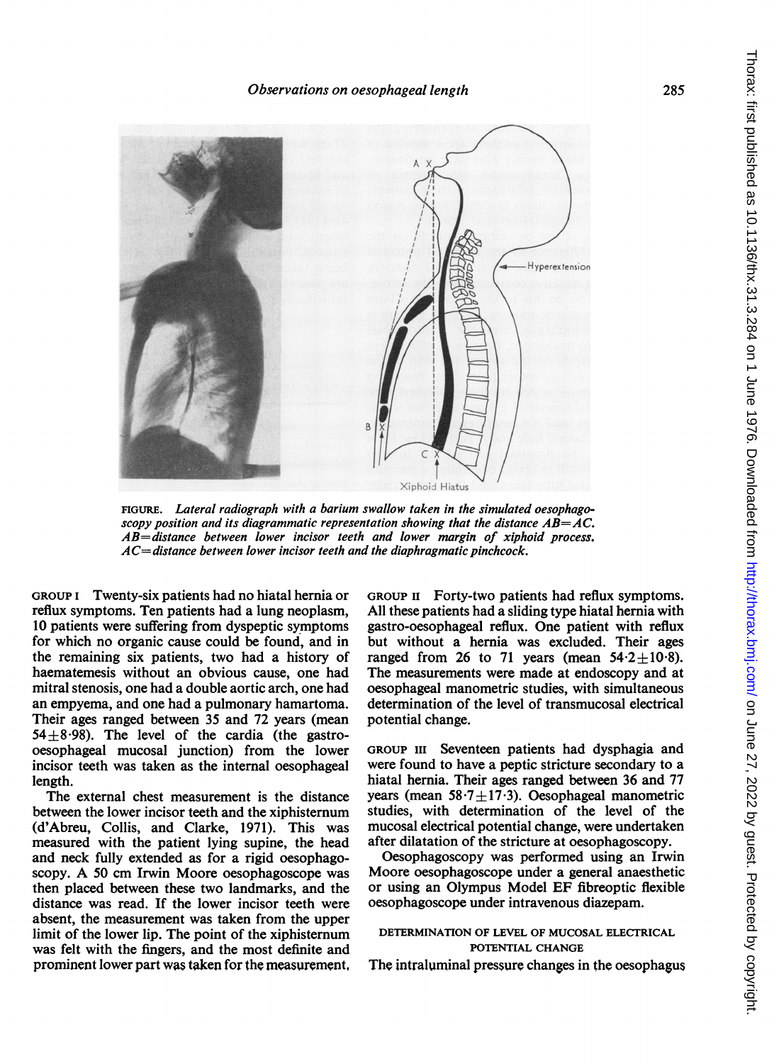FIGURE. *Lateral radiograph with a barium swallow taken in the simulated oesophagoscopy position and its diagrammatic representation showing that the distance AB=AC. AB=distance between lower incisor teeth and lower margin of xiphoid process. AC=distance between lower incisor teeth and the diaphragmatic pinchcock.*

GROUP I Twenty-six patients had no hiatal hernia or reflux symptoms. Ten patients had a lung neoplasm, 10 patients were suffering from dyspeptic symptoms for which no organic cause could be found, and in the remaining six patients, two had a history of haematemesis without an obvious cause, one had mitral stenosis, one had a double aortic arch, one had an empyema, and one had a pulmonary hamartoma. Their ages ranged between 35 and 72 years (mean $54 \pm 8 \cdot 98$). The level of the cardia (the gastro-oesophageal mucosal junction) from the lower incisor teeth was taken as the internal oesophageal length.

The external chest measurement is the distance between the lower incisor teeth and the xiphisternum (d'Abreu, Collis, and Clarke, 1971). This was measured with the patient lying supine, the head and neck fully extended as for a rigid oesophagoscopy. A 50 cm Irwin Moore oesophagoscope was then placed between these two landmarks, and the distance was read. If the lower incisor teeth were absent, the measurement was taken from the upper limit of the lower lip. The point of the xiphisternum was felt with the fingers, and the most definite and prominent lower part was taken for the measurement.

GROUP II Forty-two patients had reflux symptoms. All these patients had a sliding type hiatal hernia with gastro-oesophageal reflux. One patient with reflux but without a hernia was excluded. Their ages ranged from 26 to 71 years (mean $54 \cdot 2 \pm 10 \cdot 8$). The measurements were made at endoscopy and at oesophageal manometric studies, with simultaneous determination of the level of transmucosal electrical potential change.

GROUP III Seventeen patients had dysphagia and were found to have a peptic stricture secondary to a hiatal hernia. Their ages ranged between 36 and 77 years (mean $58 \cdot 7 \pm 17 \cdot 3$). Oesophageal manometric studies, with determination of the level of the mucosal electrical potential change, were undertaken after dilatation of the stricture at oesophagoscopy.

Oesophagoscopy was performed using an Irwin Moore oesophagoscope under a general anaesthetic or using an Olympus Model EF fibreoptic flexible oesophagoscope under intravenous diazepam.

## DETERMINATION OF LEVEL OF MUCOSAL ELECTRICAL POTENTIAL CHANGE

The intraluminal pressure changes in the oesophagus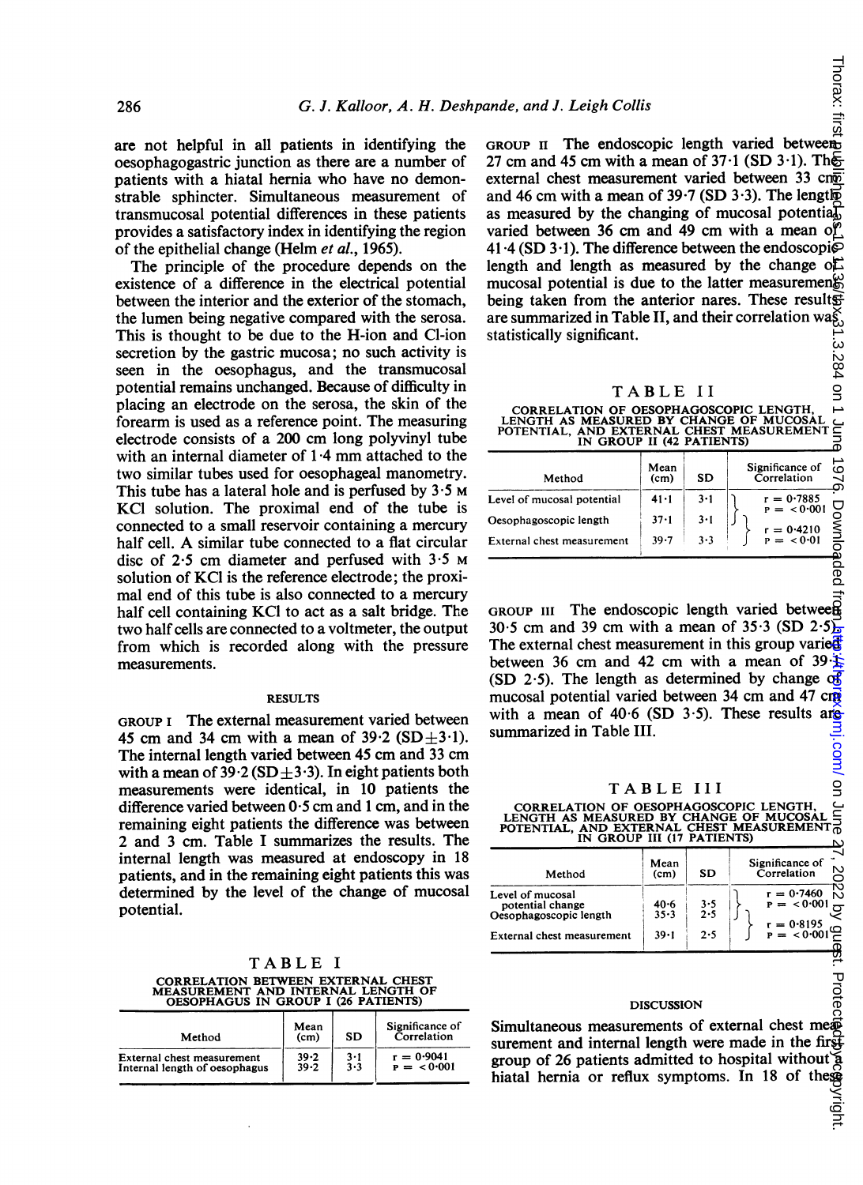are not helpful in all patients in identifying the oesophagogastric junction as there are a number of patients with a hiatal hernia who have no demonstrable sphincter. Simultaneous measurement of transmucosal potential differences in these patients provides a satisfactory index in identifying the region of the epithelial change (Helm *et al.*, 1965).

The principle of the procedure depends on the existence of a difference in the electrical potential between the interior and the exterior of the stomach, the lumen being negative compared with the serosa. This is thought to be due to the H-ion and Cl-ion secretion by the gastric mucosa; no such activity is seen in the oesophagus, and the transmucosal potential remains unchanged. Because of difficulty in placing an electrode on the serosa, the skin of the forearm is used as a reference point. The measuring electrode consists of a 200 cm long polyvinyl tube with an internal diameter of 1·4 mm attached to the two similar tubes used for oesophageal manometry. This tube has a lateral hole and is perfused by 3·5 M KCl solution. The proximal end of the tube is connected to a small reservoir containing a mercury half cell. A similar tube connected to a flat circular disc of 2·5 cm diameter and perfused with 3·5 M solution of KCl is the reference electrode; the proximal end of this tube is also connected to a mercury half cell containing KCl to act as a salt bridge. The two half cells are connected to a voltmeter, the output from which is recorded along with the pressure measurements.

## RESULTS

GROUP I The external measurement varied between 45 cm and 34 cm with a mean of 39·2 (SD±3·1). The internal length varied between 45 cm and 33 cm with a mean of 39·2 (SD±3·3). In eight patients both measurements were identical, in 10 patients the difference varied between 0·5 cm and 1 cm, and in the remaining eight patients the difference was between 2 and 3 cm. Table I summarizes the results. The internal length was measured at endoscopy in 18 patients, and in the remaining eight patients this was determined by the level of the change of mucosal potential.

TABLE I
CORRELATION BETWEEN EXTERNAL CHEST MEASUREMENT AND INTERNAL LENGTH OF OESOPHAGUS IN GROUP I (26 PATIENTS)

| Method | Mean (cm) | SD | Significance of Correlation |
|---|---|---|---|
| External chest measurement | 39·2 | 3·1 | r = 0·9041 |
| Internal length of oesophagus | 39·2 | 3·3 | P = <0·001 |

GROUP II The endoscopic length varied between 27 cm and 45 cm with a mean of 37·1 (SD 3·1). The external chest measurement varied between 33 cm and 46 cm with a mean of 39·7 (SD 3·3). The length as measured by the changing of mucosal potential varied between 36 cm and 49 cm with a mean of 41·4 (SD 3·1). The difference between the endoscopic length and length as measured by the change of mucosal potential is due to the latter measurement being taken from the anterior nares. These results are summarized in Table II, and their correlation was statistically significant.

TABLE II
CORRELATION OF OESOPHAGOSCOPIC LENGTH, LENGTH AS MEASURED BY CHANGE OF MUCOSAL POTENTIAL, AND EXTERNAL CHEST MEASUREMENT IN GROUP II (42 PATIENTS)

| Method | Mean (cm) | SD | Significance of Correlation |
|---|---|---|---|
| Level of mucosal potential | 41·1 | 3·1 | r = 0·7885, P = <0·001 |
| Oesophagoscopic length | 37·1 | 3·1 | |
| External chest measurement | 39·7 | 3·3 | r = 0·4210, P = <0·01 |

GROUP III The endoscopic length varied between 30·5 cm and 39 cm with a mean of 35·3 (SD 2·5). The external chest measurement in this group varied between 36 cm and 42 cm with a mean of 39·1 (SD 2·5). The length as determined by change of mucosal potential varied between 34 cm and 47 cm with a mean of 40·6 (SD 3·5). These results are summarized in Table III.

TABLE III
CORRELATION OF OESOPHAGOSCOPIC LENGTH, LENGTH AS MEASURED BY CHANGE OF MUCOSAL POTENTIAL, AND EXTERNAL CHEST MEASUREMENT IN GROUP III (17 PATIENTS)

| Method | Mean (cm) | SD | Significance of Correlation |
|---|---|---|---|
| Level of mucosal potential change | 40·6 | 3·5 | r = 0·7460, P = <0·001 |
| Oesophagoscopic length | 35·3 | 2·5 | |
| External chest measurement | 39·1 | 2·5 | r = 0·8195, P = <0·001 |

## DISCUSSION

Simultaneous measurements of external chest measurement and internal length were made in the first group of 26 patients admitted to hospital without a hiatal hernia or reflux symptoms. In 18 of these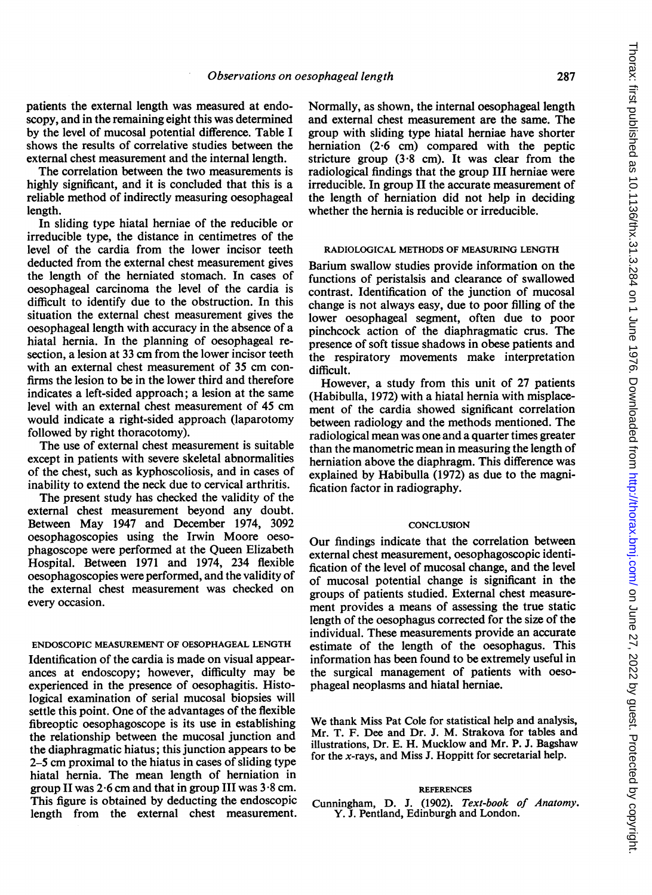patients the external length was measured at endoscopy, and in the remaining eight this was determined by the level of mucosal potential difference. Table I shows the results of correlative studies between the external chest measurement and the internal length.

The correlation between the two measurements is highly significant, and it is concluded that this is a reliable method of indirectly measuring oesophageal length.

In sliding type hiatal herniae of the reducible or irreducible type, the distance in centimetres of the level of the cardia from the lower incisor teeth deducted from the external chest measurement gives the length of the herniated stomach. In cases of oesophageal carcinoma the level of the cardia is difficult to identify due to the obstruction. In this situation the external chest measurement gives the oesophageal length with accuracy in the absence of a hiatal hernia. In the planning of oesophageal resection, a lesion at 33 cm from the lower incisor teeth with an external chest measurement of 35 cm confirms the lesion to be in the lower third and therefore indicates a left-sided approach; a lesion at the same level with an external chest measurement of 45 cm would indicate a right-sided approach (laparotomy followed by right thoracotomy).

The use of external chest measurement is suitable except in patients with severe skeletal abnormalities of the chest, such as kyphoscoliosis, and in cases of inability to extend the neck due to cervical arthritis.

The present study has checked the validity of the external chest measurement beyond any doubt. Between May 1947 and December 1974, 3092 oesophagoscopies using the Irwin Moore oesophagoscope were performed at the Queen Elizabeth Hospital. Between 1971 and 1974, 234 flexible oesophagoscopies were performed, and the validity of the external chest measurement was checked on every occasion.

## ENDOSCOPIC MEASUREMENT OF OESOPHAGEAL LENGTH

Identification of the cardia is made on visual appearances at endoscopy; however, difficulty may be experienced in the presence of oesophagitis. Histological examination of serial mucosal biopsies will settle this point. One of the advantages of the flexible fibreoptic oesophagoscope is its use in establishing the relationship between the mucosal junction and the diaphragmatic hiatus; this junction appears to be 2–5 cm proximal to the hiatus in cases of sliding type hiatal hernia. The mean length of herniation in group II was 2·6 cm and that in group III was 3·8 cm. This figure is obtained by deducting the endoscopic length from the external chest measurement. Normally, as shown, the internal oesophageal length and external chest measurement are the same. The group with sliding type hiatal herniae have shorter herniation (2·6 cm) compared with the peptic stricture group (3·8 cm). It was clear from the radiological findings that the group III herniae were irreducible. In group II the accurate measurement of the length of herniation did not help in deciding whether the hernia is reducible or irreducible.

## RADIOLOGICAL METHODS OF MEASURING LENGTH

Barium swallow studies provide information on the functions of peristalsis and clearance of swallowed contrast. Identification of the junction of mucosal change is not always easy, due to poor filling of the lower oesophageal segment, often due to poor pinchcock action of the diaphragmatic crus. The presence of soft tissue shadows in obese patients and the respiratory movements make interpretation difficult.

However, a study from this unit of 27 patients (Habibulla, 1972) with a hiatal hernia with misplacement of the cardia showed significant correlation between radiology and the methods mentioned. The radiological mean was one and a quarter times greater than the manometric mean in measuring the length of herniation above the diaphragm. This difference was explained by Habibulla (1972) as due to the magnification factor in radiography.

## CONCLUSION

Our findings indicate that the correlation between external chest measurement, oesophagoscopic identification of the level of mucosal change, and the level of mucosal potential change is significant in the groups of patients studied. External chest measurement provides a means of assessing the true static length of the oesophagus corrected for the size of the individual. These measurements provide an accurate estimate of the length of the oesophagus. This information has been found to be extremely useful in the surgical management of patients with oesophageal neoplasms and hiatal herniae.

We thank Miss Pat Cole for statistical help and analysis, Mr. T. F. Dee and Dr. J. M. Strakova for tables and illustrations, Dr. E. H. Mucklow and Mr. P. J. Bagshaw for the *x*-rays, and Miss J. Hoppitt for secretarial help.

## REFERENCES

Cunningham, D. J. (1902). *Text-book of Anatomy*. Y. J. Pentland, Edinburgh and London.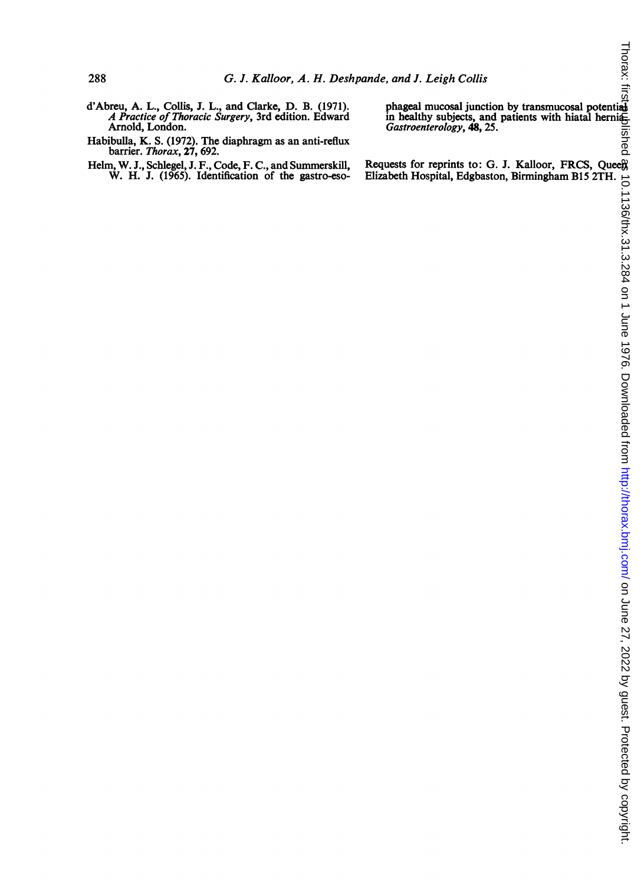d'Abreu, A. L., Collis, J. L., and Clarke, D. B. (1971). *A Practice of Thoracic Surgery*, 3rd edition. Edward Arnold, London.

Habibulla, K. S. (1972). The diaphragm as an anti-reflux barrier. *Thorax*, **27**, 692.

Helm, W. J., Schlegel, J. F., Code, F. C., and Summerskill, W. H. J. (1965). Identification of the gastro-esophageal mucosal junction by transmucosal potential in healthy subjects, and patients with hiatal hernia. *Gastroenterology*, **48**, 25.

Requests for reprints to: G. J. Kalloor, FRCS, Queen Elizabeth Hospital, Edgbaston, Birmingham B15 2TH.